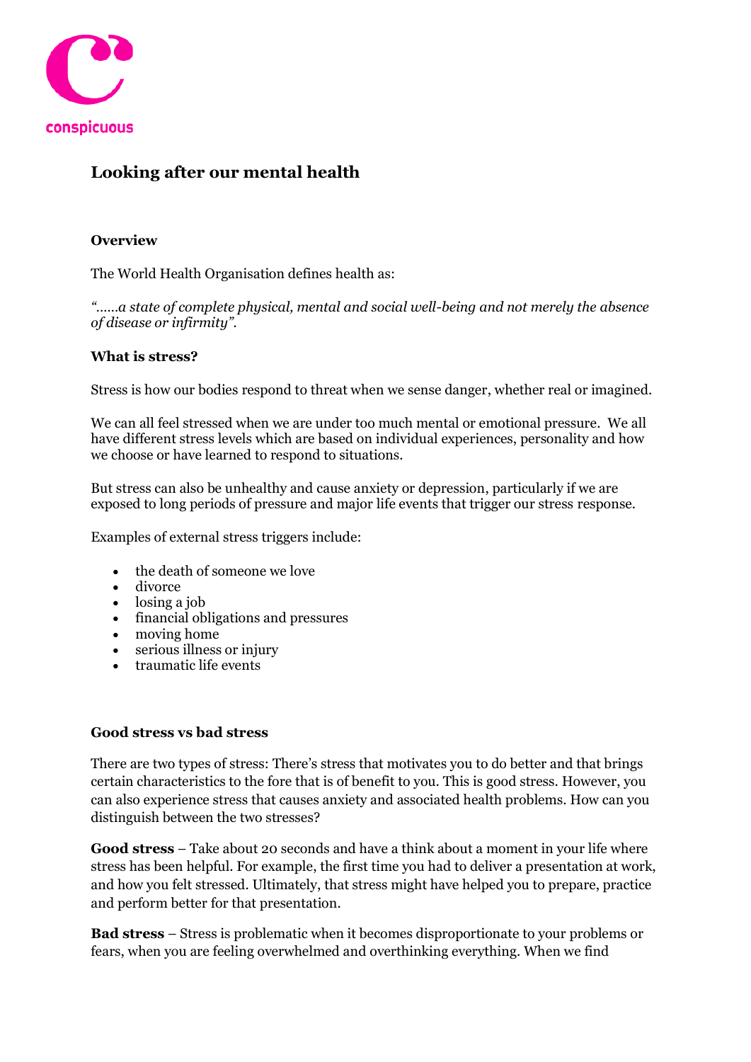conspicuous

# Looking after our mental health

## Overview

The World Health Organisation defines health as:

*"……a state of complete physical, mental and social well-being and not merely the absence of disease or infirmity".*

## What is stress?

Stress is how our bodies respond to threat when we sense danger, whether real or imagined.

We can all feel stressed when we are under too much mental or emotional pressure. We all have different stress levels which are based on individual experiences, personality and how we choose or have learned to respond to situations.

But stress can also be unhealthy and cause anxiety or depression, particularly if we are exposed to long periods of pressure and major life events that trigger our stress response.

Examples of external stress triggers include:

- the death of someone we love
- divorce
- losing a job
- financial obligations and pressures
- moving home
- serious illness or injury
- traumatic life events

## Good stress vs bad stress

There are two types of stress: There's stress that motivates you to do better and that brings certain characteristics to the fore that is of benefit to you. This is good stress. However, you can also experience stress that causes anxiety and associated health problems. How can you distinguish between the two stresses?

**Good stress** – Take about 20 seconds and have a think about a moment in your life where stress has been helpful. For example, the first time you had to deliver a presentation at work, and how you felt stressed. Ultimately, that stress might have helped you to prepare, practice and perform better for that presentation.

**Bad stress** – Stress is problematic when it becomes disproportionate to your problems or fears, when you are feeling overwhelmed and overthinking everything. When we find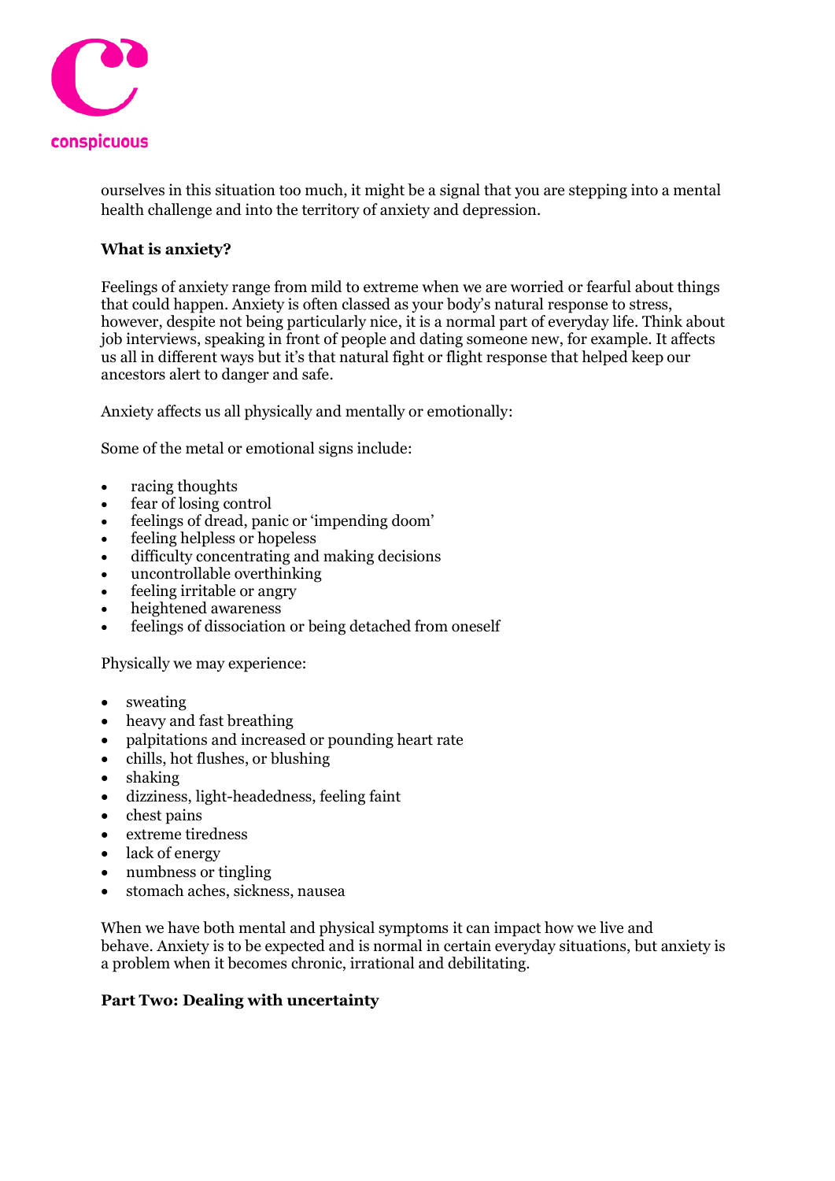ourselves in this situation too much, it might be a signal that you are stepping into a mental health challenge and into the territory of anxiety and depression.

**What is anxiety?**

Feelings of anxiety range from mild to extreme when we are worried or fearful about things that could happen. Anxiety is often classed as your body's natural response to stress, however, despite not being particularly nice, it is a normal part of everyday life. Think about job interviews, speaking in front of people and dating someone new, for example. It affects us all in different ways but it's that natural fight or flight response that helped keep our ancestors alert to danger and safe.

Anxiety affects us all physically and mentally or emotionally:

Some of the metal or emotional signs include:

- racing thoughts
- fear of losing control
- feelings of dread, panic or 'impending doom'
- feeling helpless or hopeless
- difficulty concentrating and making decisions
- uncontrollable overthinking
- feeling irritable or angry
- heightened awareness
- feelings of dissociation or being detached from oneself

Physically we may experience:

- sweating
- heavy and fast breathing
- palpitations and increased or pounding heart rate
- chills, hot flushes, or blushing
- shaking
- dizziness, light-headedness, feeling faint
- chest pains
- extreme tiredness
- lack of energy
- numbness or tingling
- stomach aches, sickness, nausea

When we have both mental and physical symptoms it can impact how we live and behave. Anxiety is to be expected and is normal in certain everyday situations, but anxiety is a problem when it becomes chronic, irrational and debilitating.

**Part Two: Dealing with uncertainty**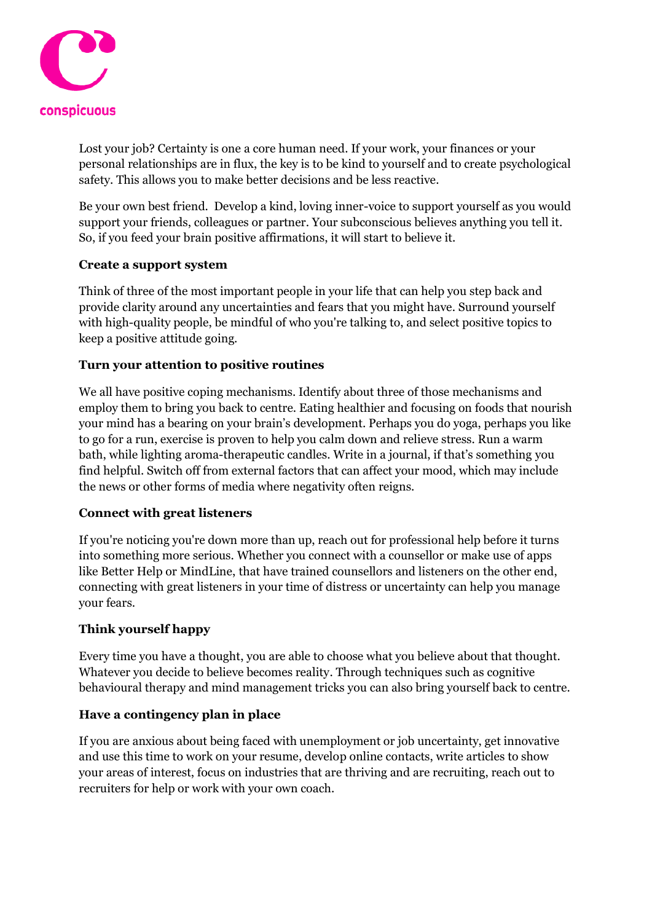Lost your job? Certainty is one a core human need. If your work, your finances or your personal relationships are in flux, the key is to be kind to yourself and to create psychological safety. This allows you to make better decisions and be less reactive.

Be your own best friend. Develop a kind, loving inner-voice to support yourself as you would support your friends, colleagues or partner. Your subconscious believes anything you tell it. So, if you feed your brain positive affirmations, it will start to believe it.

**Create a support system**

Think of three of the most important people in your life that can help you step back and provide clarity around any uncertainties and fears that you might have. Surround yourself with high-quality people, be mindful of who you're talking to, and select positive topics to keep a positive attitude going.

**Turn your attention to positive routines**

We all have positive coping mechanisms. Identify about three of those mechanisms and employ them to bring you back to centre. Eating healthier and focusing on foods that nourish your mind has a bearing on your brain's development. Perhaps you do yoga, perhaps you like to go for a run, exercise is proven to help you calm down and relieve stress. Run a warm bath, while lighting aroma-therapeutic candles. Write in a journal, if that's something you find helpful. Switch off from external factors that can affect your mood, which may include the news or other forms of media where negativity often reigns.

**Connect with great listeners**

If you're noticing you're down more than up, reach out for professional help before it turns into something more serious. Whether you connect with a counsellor or make use of apps like Better Help or MindLine, that have trained counsellors and listeners on the other end, connecting with great listeners in your time of distress or uncertainty can help you manage your fears.

**Think yourself happy**

Every time you have a thought, you are able to choose what you believe about that thought. Whatever you decide to believe becomes reality. Through techniques such as cognitive behavioural therapy and mind management tricks you can also bring yourself back to centre.

**Have a contingency plan in place**

If you are anxious about being faced with unemployment or job uncertainty, get innovative and use this time to work on your resume, develop online contacts, write articles to show your areas of interest, focus on industries that are thriving and are recruiting, reach out to recruiters for help or work with your own coach.